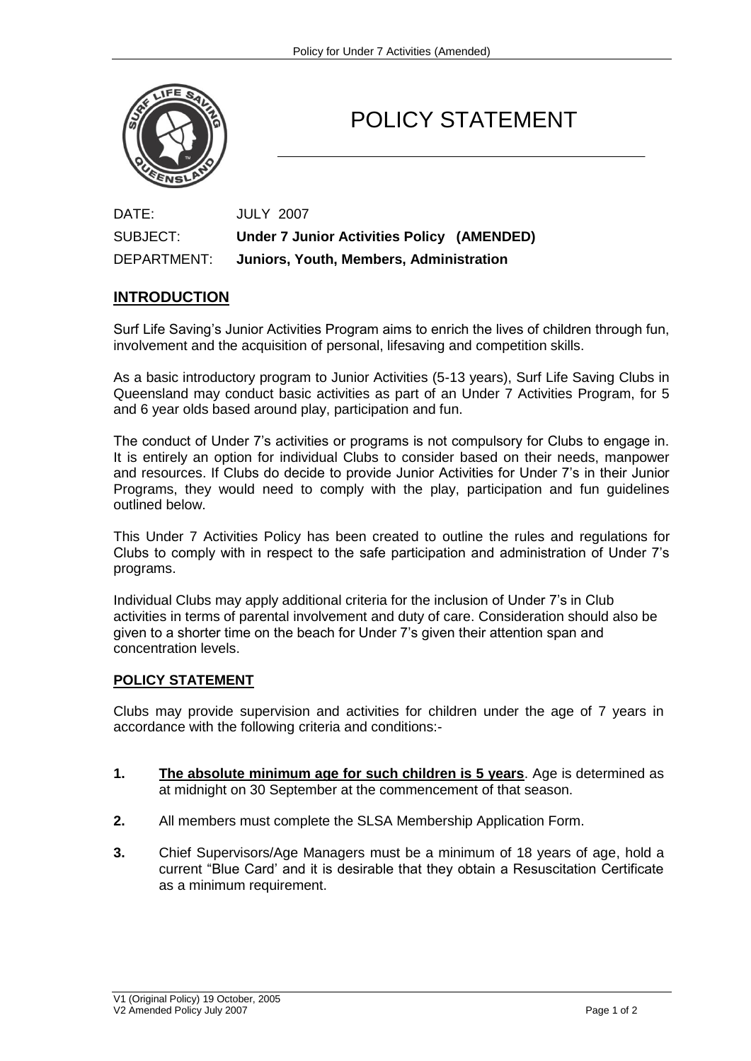# POLICY STATEMENT

DATE: JULY 2007

SUBJECT: **Under 7 Junior Activities Policy (AMENDED)**

DEPARTMENT: **Juniors, Youth, Members, Administration**

## INTRODUCTION

Surf Life Saving's Junior Activities Program aims to enrich the lives of children through fun, involvement and the acquisition of personal, lifesaving and competition skills.

As a basic introductory program to Junior Activities (5-13 years), Surf Life Saving Clubs in Queensland may conduct basic activities as part of an Under 7 Activities Program, for 5 and 6 year olds based around play, participation and fun.

The conduct of Under 7's activities or programs is not compulsory for Clubs to engage in. It is entirely an option for individual Clubs to consider based on their needs, manpower and resources. If Clubs do decide to provide Junior Activities for Under 7's in their Junior Programs, they would need to comply with the play, participation and fun guidelines outlined below.

This Under 7 Activities Policy has been created to outline the rules and regulations for Clubs to comply with in respect to the safe participation and administration of Under 7's programs.

Individual Clubs may apply additional criteria for the inclusion of Under 7's in Club activities in terms of parental involvement and duty of care. Consideration should also be given to a shorter time on the beach for Under 7's given their attention span and concentration levels.

## POLICY STATEMENT

Clubs may provide supervision and activities for children under the age of 7 years in accordance with the following criteria and conditions:-

1. **The absolute minimum age for such children is 5 years**. Age is determined as at midnight on 30 September at the commencement of that season.
2. All members must complete the SLSA Membership Application Form.
3. Chief Supervisors/Age Managers must be a minimum of 18 years of age, hold a current "Blue Card' and it is desirable that they obtain a Resuscitation Certificate as a minimum requirement.

V1 (Original Policy) 19 October, 2005
V2 Amended Policy July 2007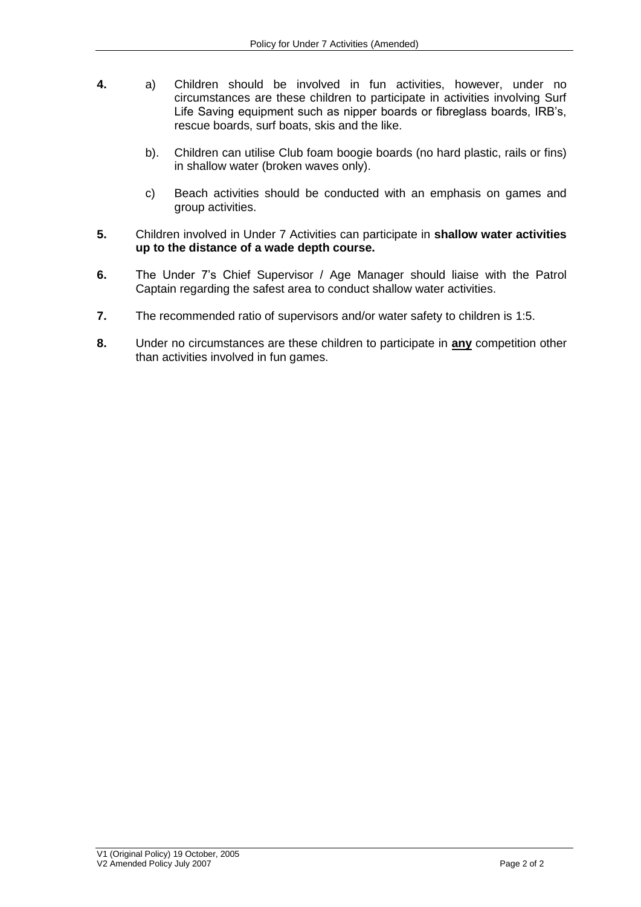**4.** a) Children should be involved in fun activities, however, under no circumstances are these children to participate in activities involving Surf Life Saving equipment such as nipper boards or fibreglass boards, IRB's, rescue boards, surf boats, skis and the like.

b). Children can utilise Club foam boogie boards (no hard plastic, rails or fins) in shallow water (broken waves only).

c) Beach activities should be conducted with an emphasis on games and group activities.

**5.** Children involved in Under 7 Activities can participate in **shallow water activities up to the distance of a wade depth course.**

**6.** The Under 7's Chief Supervisor / Age Manager should liaise with the Patrol Captain regarding the safest area to conduct shallow water activities.

**7.** The recommended ratio of supervisors and/or water safety to children is 1:5.

**8.** Under no circumstances are these children to participate in **any** competition other than activities involved in fun games.

V1 (Original Policy) 19 October, 2005
V2 Amended Policy July 2007